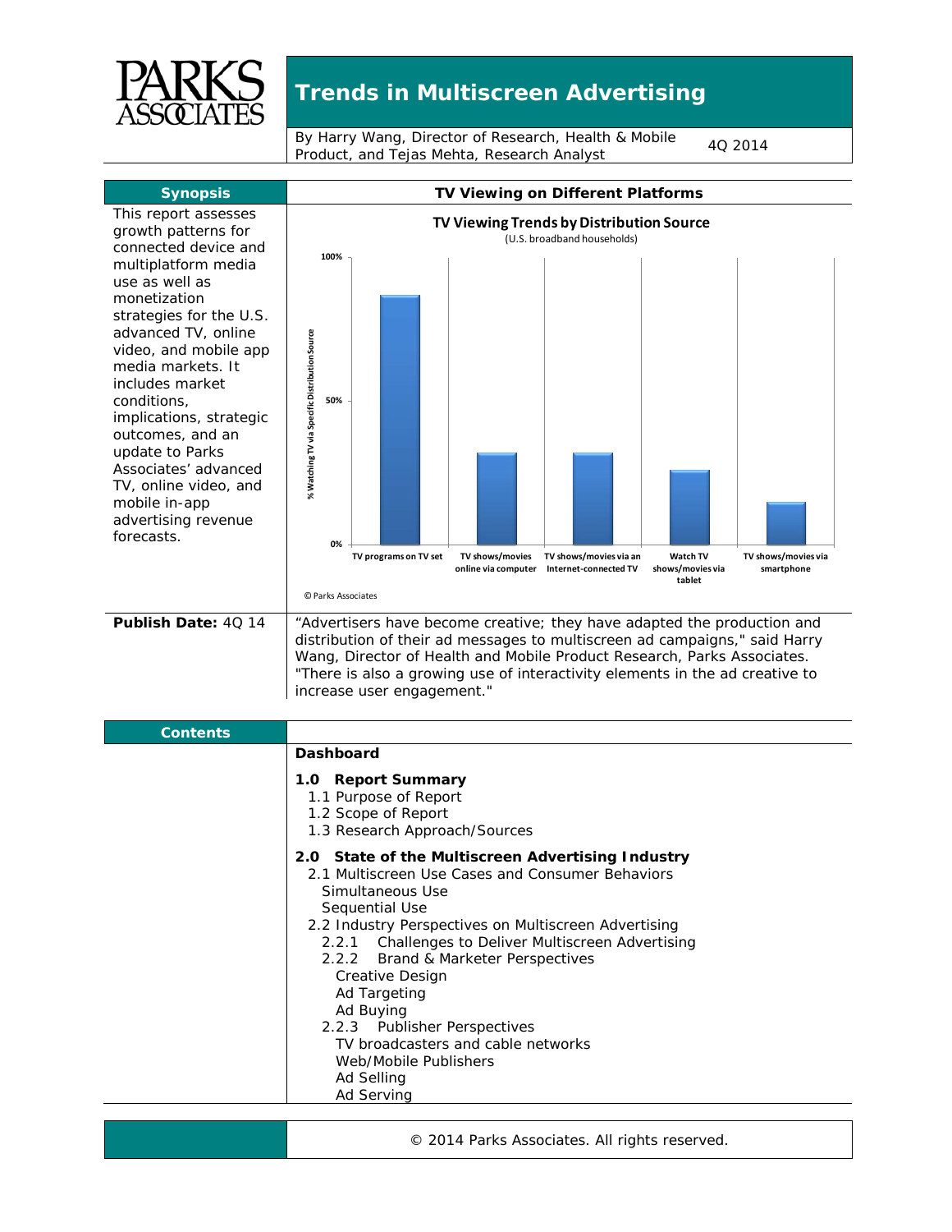PARKS ASSOCIATES

# Trends in Multiscreen Advertising

By Harry Wang, Director of Research, Health & Mobile Product, and Tejas Mehta, Research Analyst

4Q 2014

## Synopsis

This report assesses growth patterns for connected device and multiplatform media use as well as monetization strategies for the U.S. advanced TV, online video, and mobile app media markets. It includes market conditions, implications, strategic outcomes, and an update to Parks Associates' advanced TV, online video, and mobile in-app advertising revenue forecasts.

## TV Viewing on Different Platforms

TV Viewing Trends by Distribution Source

(U.S. broadband households)

100%

50%

0%

% Watching TV via Specific Distribution Source

TV programs on TV set

TV shows/movies online via computer

TV shows/movies via an Internet-connected TV

Watch TV shows/movies via tablet

TV shows/movies via smartphone

© Parks Associates

**Publish Date:** 4Q 14

"Advertisers have become creative; they have adapted the production and distribution of their ad messages to multiscreen ad campaigns," said Harry Wang, Director of Health and Mobile Product Research, Parks Associates. "There is also a growing use of interactivity elements in the ad creative to increase user engagement."

## Contents

**Dashboard**

**1.0 Report Summary**

- 1.1 Purpose of Report
- 1.2 Scope of Report
- 1.3 Research Approach/Sources

**2.0 State of the Multiscreen Advertising Industry**

- 2.1 Multiscreen Use Cases and Consumer Behaviors
  - Simultaneous Use
  - Sequential Use
- 2.2 Industry Perspectives on Multiscreen Advertising
  - 2.2.1 Challenges to Deliver Multiscreen Advertising
  - 2.2.2 Brand & Marketer Perspectives
    - Creative Design
    - Ad Targeting
    - Ad Buying
  - 2.2.3 Publisher Perspectives
    - TV broadcasters and cable networks
    - Web/Mobile Publishers
    - Ad Selling
    - Ad Serving

© 2014 Parks Associates. All rights reserved.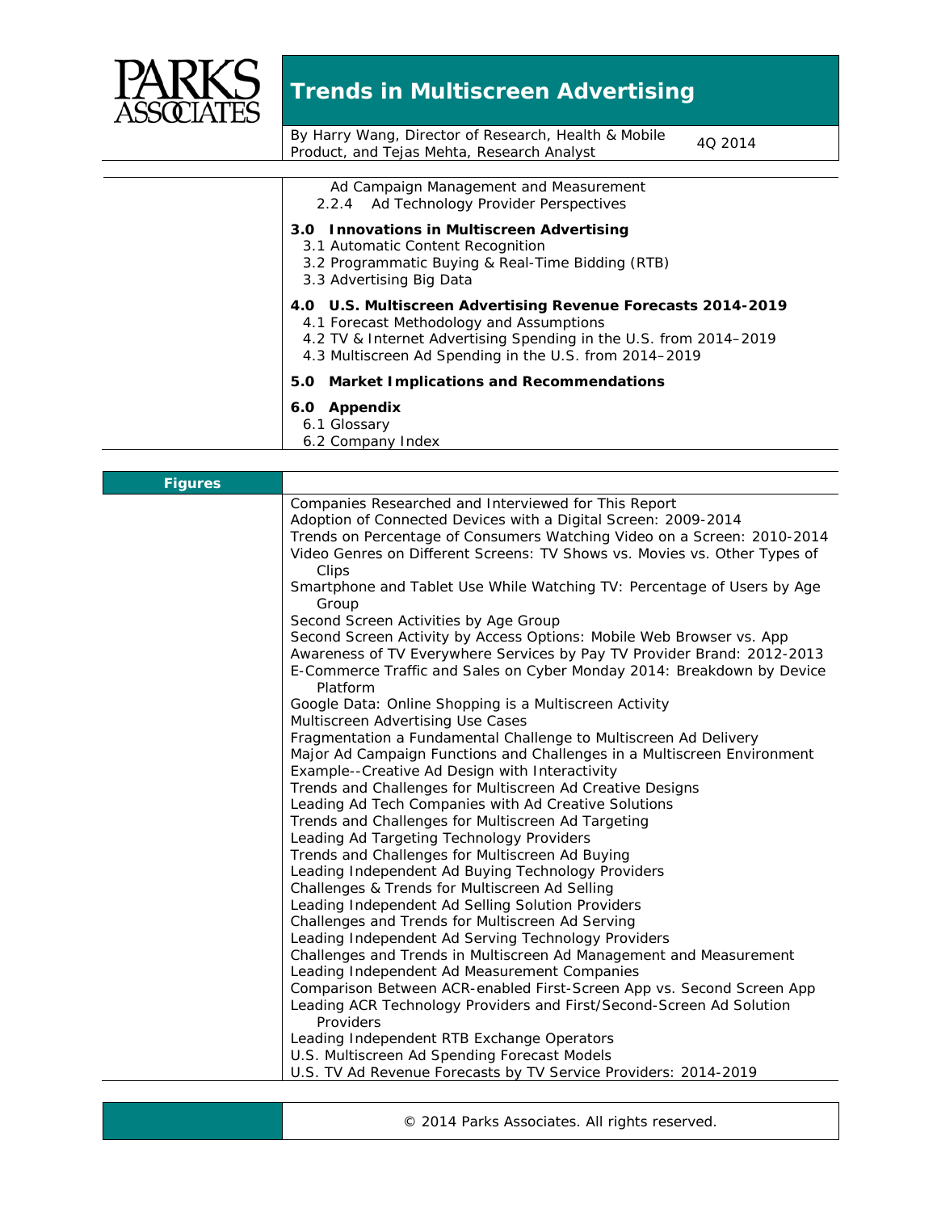Ad Campaign Management and Measurement
2.2.4 Ad Technology Provider Perspectives

**3.0 Innovations in Multiscreen Advertising**
3.1 Automatic Content Recognition
3.2 Programmatic Buying & Real-Time Bidding (RTB)
3.3 Advertising Big Data

**4.0 U.S. Multiscreen Advertising Revenue Forecasts 2014-2019**
4.1 Forecast Methodology and Assumptions
4.2 TV & Internet Advertising Spending in the U.S. from 2014–2019
4.3 Multiscreen Ad Spending in the U.S. from 2014–2019

**5.0 Market Implications and Recommendations**

**6.0 Appendix**
6.1 Glossary
6.2 Company Index

## Figures

Companies Researched and Interviewed for This Report
Adoption of Connected Devices with a Digital Screen: 2009-2014
Trends on Percentage of Consumers Watching Video on a Screen: 2010-2014
Video Genres on Different Screens: TV Shows vs. Movies vs. Other Types of Clips
Smartphone and Tablet Use While Watching TV: Percentage of Users by Age Group
Second Screen Activities by Age Group
Second Screen Activity by Access Options: Mobile Web Browser vs. App
Awareness of TV Everywhere Services by Pay TV Provider Brand: 2012-2013
E-Commerce Traffic and Sales on Cyber Monday 2014: Breakdown by Device Platform
Google Data: Online Shopping is a Multiscreen Activity
Multiscreen Advertising Use Cases
Fragmentation a Fundamental Challenge to Multiscreen Ad Delivery
Major Ad Campaign Functions and Challenges in a Multiscreen Environment
Example--Creative Ad Design with Interactivity
Trends and Challenges for Multiscreen Ad Creative Designs
Leading Ad Tech Companies with Ad Creative Solutions
Trends and Challenges for Multiscreen Ad Targeting
Leading Ad Targeting Technology Providers
Trends and Challenges for Multiscreen Ad Buying
Leading Independent Ad Buying Technology Providers
Challenges & Trends for Multiscreen Ad Selling
Leading Independent Ad Selling Solution Providers
Challenges and Trends for Multiscreen Ad Serving
Leading Independent Ad Serving Technology Providers
Challenges and Trends in Multiscreen Ad Management and Measurement
Leading Independent Ad Measurement Companies
Comparison Between ACR-enabled First-Screen App vs. Second Screen App
Leading ACR Technology Providers and First/Second-Screen Ad Solution Providers
Leading Independent RTB Exchange Operators
U.S. Multiscreen Ad Spending Forecast Models
U.S. TV Ad Revenue Forecasts by TV Service Providers: 2014-2019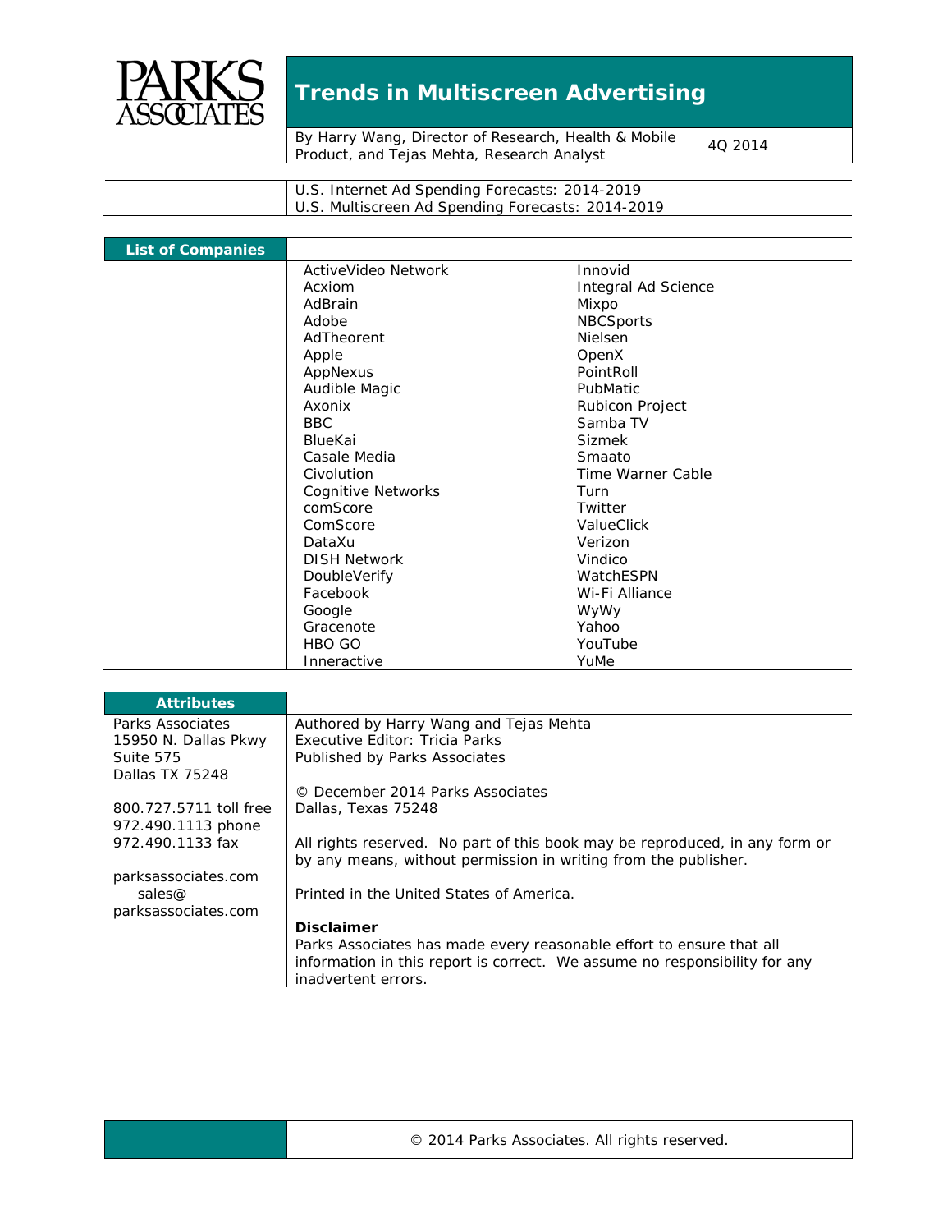PARKS ASSOCIATES

# Trends in Multiscreen Advertising

By Harry Wang, Director of Research, Health & Mobile Product, and Tejas Mehta, Research Analyst

4Q 2014

U.S. Internet Ad Spending Forecasts: 2014-2019
U.S. Multiscreen Ad Spending Forecasts: 2014-2019

## List of Companies

| | |
|---|---|
| ActiveVideo Network | Innovid |
| Acxiom | Integral Ad Science |
| AdBrain | Mixpo |
| Adobe | NBCSports |
| AdTheorent | Nielsen |
| Apple | OpenX |
| AppNexus | PointRoll |
| Audible Magic | PubMatic |
| Axonix | Rubicon Project |
| BBC | Samba TV |
| BlueKai | Sizmek |
| Casale Media | Smaato |
| Civolution | Time Warner Cable |
| Cognitive Networks | Turn |
| comScore | Twitter |
| ComScore | ValueClick |
| DataXu | Verizon |
| DISH Network | Vindico |
| DoubleVerify | WatchESPN |
| Facebook | Wi-Fi Alliance |
| Google | WyWy |
| Gracenote | Yahoo |
| HBO GO | YouTube |
| Inneractive | YuMe |

## Attributes

Parks Associates
15950 N. Dallas Pkwy
Suite 575
Dallas TX 75248

800.727.5711 toll free
972.490.1113 phone
972.490.1133 fax

parksassociates.com
sales@parksassociates.com

Authored by Harry Wang and Tejas Mehta
Executive Editor: Tricia Parks
Published by Parks Associates

© December 2014 Parks Associates
Dallas, Texas 75248

All rights reserved. No part of this book may be reproduced, in any form or by any means, without permission in writing from the publisher.

Printed in the United States of America.

**Disclaimer**
Parks Associates has made every reasonable effort to ensure that all information in this report is correct. We assume no responsibility for any inadvertent errors.